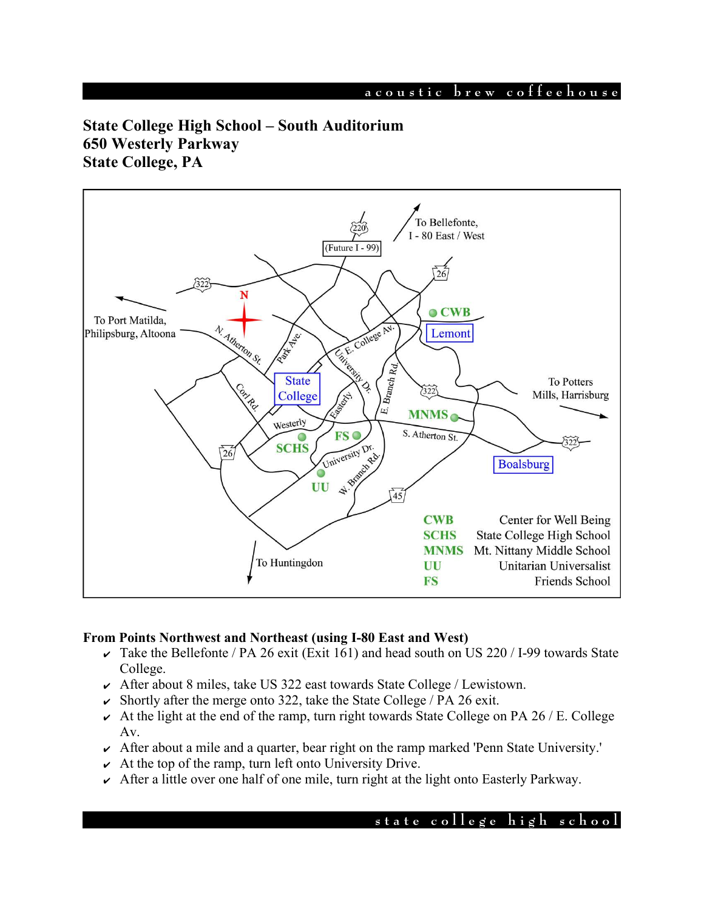**State College High School – South Auditorium**
**650 Westerly Parkway**
**State College, PA**

| | |
|---|---|
| CWB | Center for Well Being |
| SCHS | State College High School |
| MNMS | Mt. Nittany Middle School |
| UU | Unitarian Universalist |
| FS | Friends School |

**From Points Northwest and Northeast (using I-80 East and West)**

- ✔ Take the Bellefonte / PA 26 exit (Exit 161) and head south on US 220 / I-99 towards State College.
- ✔ After about 8 miles, take US 322 east towards State College / Lewistown.
- ✔ Shortly after the merge onto 322, take the State College / PA 26 exit.
- ✔ At the light at the end of the ramp, turn right towards State College on PA 26 / E. College Av.
- ✔ After about a mile and a quarter, bear right on the ramp marked 'Penn State University.'
- ✔ At the top of the ramp, turn left onto University Drive.
- ✔ After a little over one half of one mile, turn right at the light onto Easterly Parkway.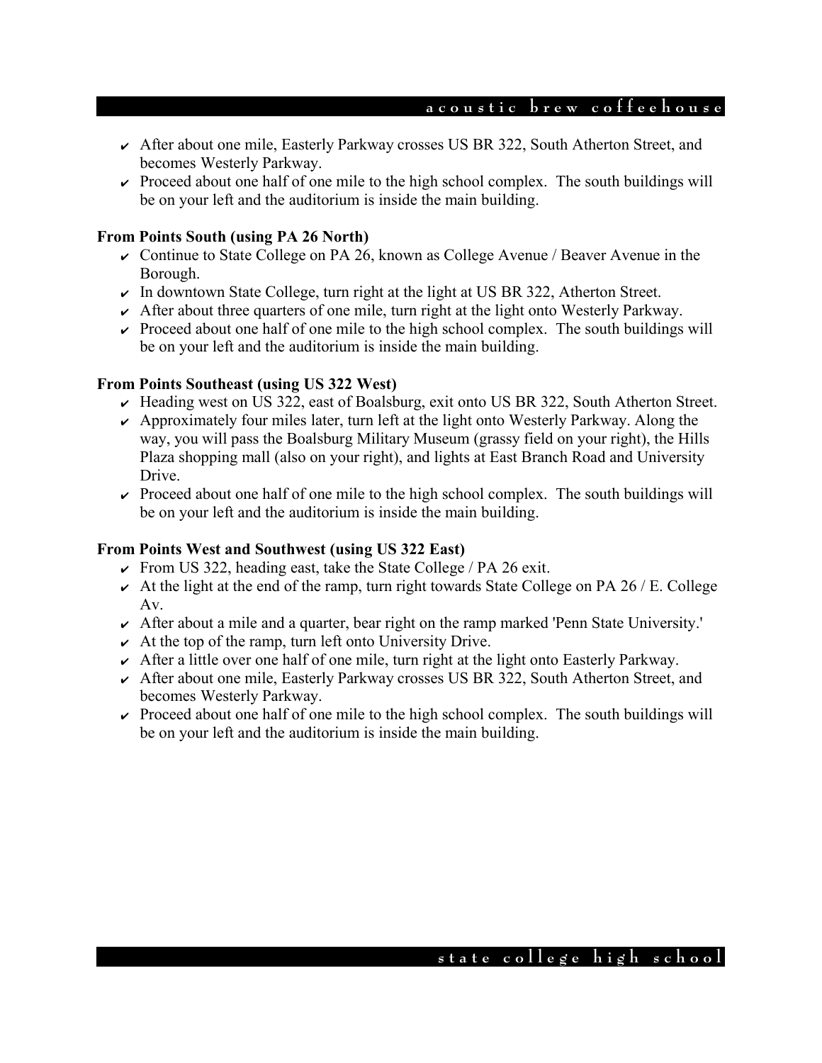- After about one mile, Easterly Parkway crosses US BR 322, South Atherton Street, and becomes Westerly Parkway.
- Proceed about one half of one mile to the high school complex. The south buildings will be on your left and the auditorium is inside the main building.

**From Points South (using PA 26 North)**

- Continue to State College on PA 26, known as College Avenue / Beaver Avenue in the Borough.
- In downtown State College, turn right at the light at US BR 322, Atherton Street.
- After about three quarters of one mile, turn right at the light onto Westerly Parkway.
- Proceed about one half of one mile to the high school complex. The south buildings will be on your left and the auditorium is inside the main building.

**From Points Southeast (using US 322 West)**

- Heading west on US 322, east of Boalsburg, exit onto US BR 322, South Atherton Street.
- Approximately four miles later, turn left at the light onto Westerly Parkway. Along the way, you will pass the Boalsburg Military Museum (grassy field on your right), the Hills Plaza shopping mall (also on your right), and lights at East Branch Road and University Drive.
- Proceed about one half of one mile to the high school complex. The south buildings will be on your left and the auditorium is inside the main building.

**From Points West and Southwest (using US 322 East)**

- From US 322, heading east, take the State College / PA 26 exit.
- At the light at the end of the ramp, turn right towards State College on PA 26 / E. College Av.
- After about a mile and a quarter, bear right on the ramp marked 'Penn State University.'
- At the top of the ramp, turn left onto University Drive.
- After a little over one half of one mile, turn right at the light onto Easterly Parkway.
- After about one mile, Easterly Parkway crosses US BR 322, South Atherton Street, and becomes Westerly Parkway.
- Proceed about one half of one mile to the high school complex. The south buildings will be on your left and the auditorium is inside the main building.